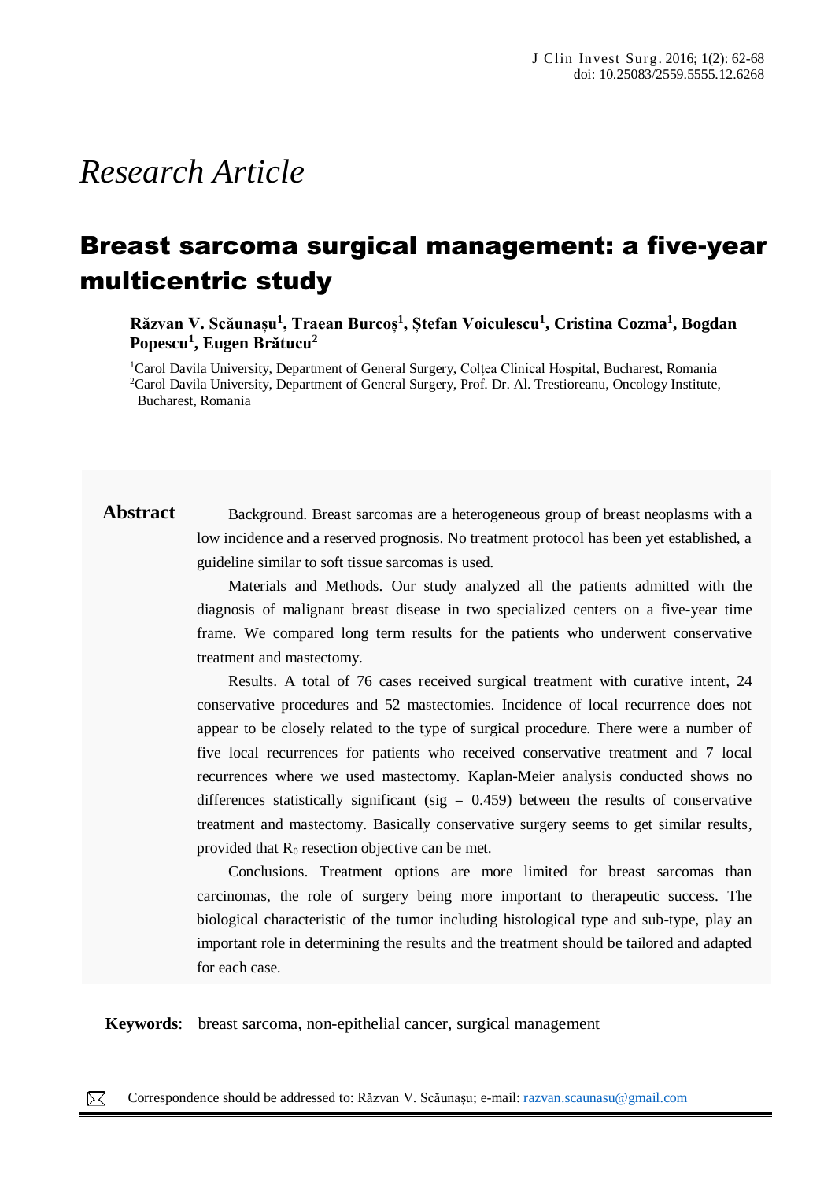*Research Article*

# Breast sarcoma surgical management: a five-year multicentric study

**Răzvan V. Scăunașu[1], Traean Burcoș[1], Ștefan Voiculescu[1], Cristina Cozma[1], Bogdan Popescu[1], Eugen Brătucu[2]**

[1]Carol Davila University, Department of General Surgery, Colțea Clinical Hospital, Bucharest, Romania
[2]Carol Davila University, Department of General Surgery, Prof. Dr. Al. Trestioreanu, Oncology Institute, Bucharest, Romania

**Abstract**

Background. Breast sarcomas are a heterogeneous group of breast neoplasms with a low incidence and a reserved prognosis. No treatment protocol has been yet established, a guideline similar to soft tissue sarcomas is used.

Materials and Methods. Our study analyzed all the patients admitted with the diagnosis of malignant breast disease in two specialized centers on a five-year time frame. We compared long term results for the patients who underwent conservative treatment and mastectomy.

Results. A total of 76 cases received surgical treatment with curative intent, 24 conservative procedures and 52 mastectomies. Incidence of local recurrence does not appear to be closely related to the type of surgical procedure. There were a number of five local recurrences for patients who received conservative treatment and 7 local recurrences where we used mastectomy. Kaplan-Meier analysis conducted shows no differences statistically significant (sig = 0.459) between the results of conservative treatment and mastectomy. Basically conservative surgery seems to get similar results, provided that $R_0$ resection objective can be met.

Conclusions. Treatment options are more limited for breast sarcomas than carcinomas, the role of surgery being more important to therapeutic success. The biological characteristic of the tumor including histological type and sub-type, play an important role in determining the results and the treatment should be tailored and adapted for each case.

**Keywords**: breast sarcoma, non-epithelial cancer, surgical management

Correspondence should be addressed to: Răzvan V. Scăunașu; e-mail: razvan.scaunasu@gmail.com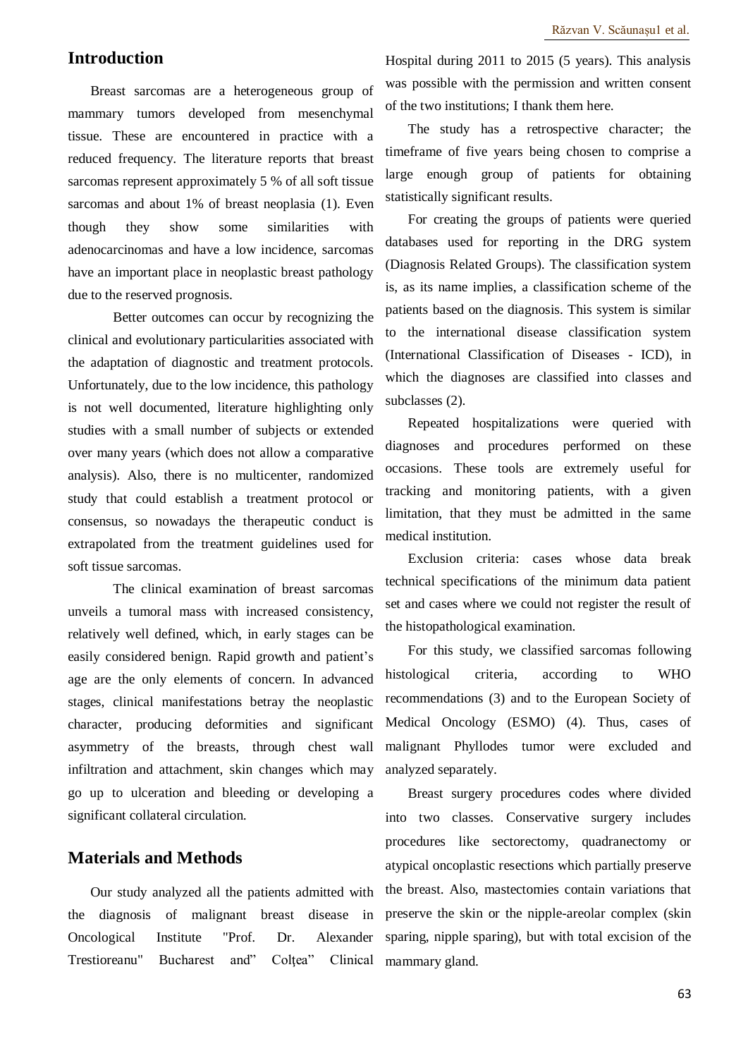## Introduction

Breast sarcomas are a heterogeneous group of mammary tumors developed from mesenchymal tissue. These are encountered in practice with a reduced frequency. The literature reports that breast sarcomas represent approximately 5 % of all soft tissue sarcomas and about 1% of breast neoplasia (1). Even though they show some similarities with adenocarcinomas and have a low incidence, sarcomas have an important place in neoplastic breast pathology due to the reserved prognosis.

Better outcomes can occur by recognizing the clinical and evolutionary particularities associated with the adaptation of diagnostic and treatment protocols. Unfortunately, due to the low incidence, this pathology is not well documented, literature highlighting only studies with a small number of subjects or extended over many years (which does not allow a comparative analysis). Also, there is no multicenter, randomized study that could establish a treatment protocol or consensus, so nowadays the therapeutic conduct is extrapolated from the treatment guidelines used for soft tissue sarcomas.

The clinical examination of breast sarcomas unveils a tumoral mass with increased consistency, relatively well defined, which, in early stages can be easily considered benign. Rapid growth and patient's age are the only elements of concern. In advanced stages, clinical manifestations betray the neoplastic character, producing deformities and significant asymmetry of the breasts, through chest wall infiltration and attachment, skin changes which may go up to ulceration and bleeding or developing a significant collateral circulation.

## Materials and Methods

Our study analyzed all the patients admitted with the diagnosis of malignant breast disease in Oncological Institute "Prof. Dr. Alexander Trestioreanu" Bucharest and" Colțea" Clinical Hospital during 2011 to 2015 (5 years). This analysis was possible with the permission and written consent of the two institutions; I thank them here.

The study has a retrospective character; the timeframe of five years being chosen to comprise a large enough group of patients for obtaining statistically significant results.

For creating the groups of patients were queried databases used for reporting in the DRG system (Diagnosis Related Groups). The classification system is, as its name implies, a classification scheme of the patients based on the diagnosis. This system is similar to the international disease classification system (International Classification of Diseases - ICD), in which the diagnoses are classified into classes and subclasses (2).

Repeated hospitalizations were queried with diagnoses and procedures performed on these occasions. These tools are extremely useful for tracking and monitoring patients, with a given limitation, that they must be admitted in the same medical institution.

Exclusion criteria: cases whose data break technical specifications of the minimum data patient set and cases where we could not register the result of the histopathological examination.

For this study, we classified sarcomas following histological criteria, according to WHO recommendations (3) and to the European Society of Medical Oncology (ESMO) (4). Thus, cases of malignant Phyllodes tumor were excluded and analyzed separately.

Breast surgery procedures codes where divided into two classes. Conservative surgery includes procedures like sectorectomy, quadranectomy or atypical oncoplastic resections which partially preserve the breast. Also, mastectomies contain variations that preserve the skin or the nipple-areolar complex (skin sparing, nipple sparing), but with total excision of the mammary gland.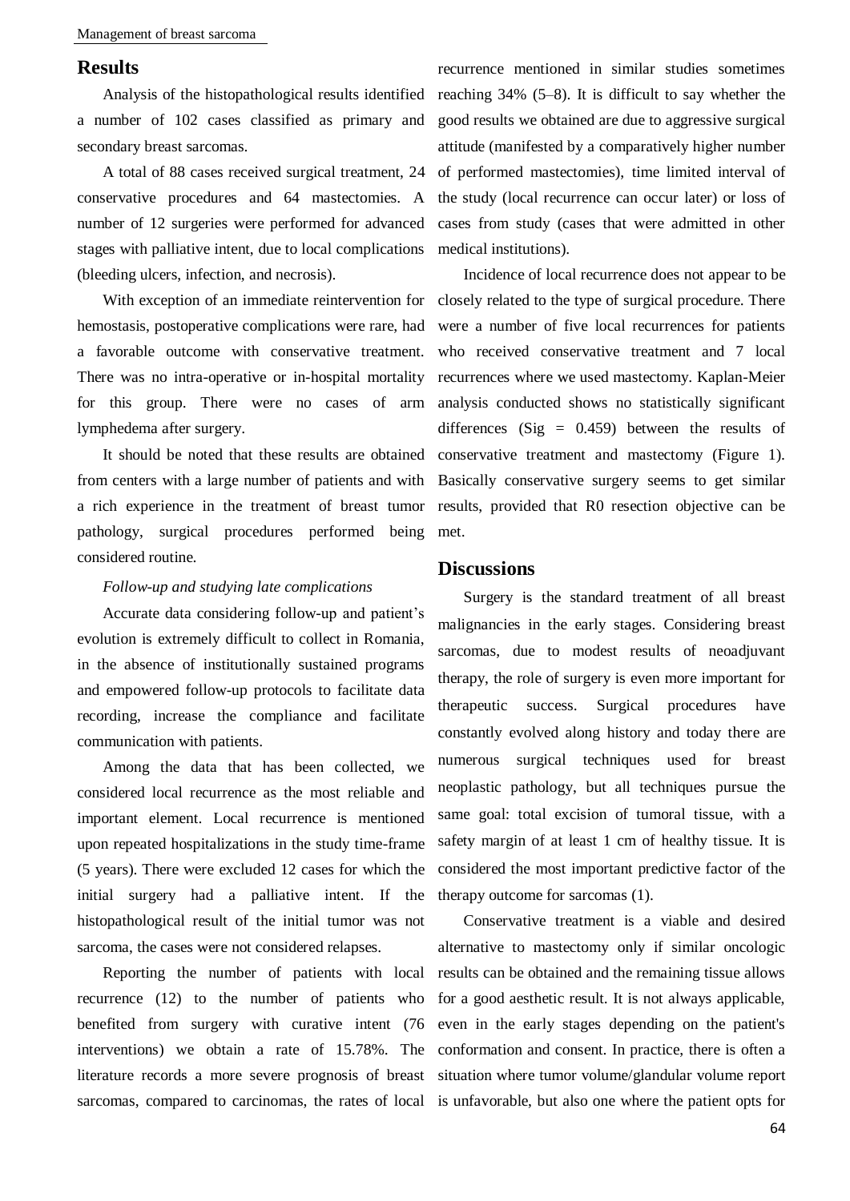## Results

Analysis of the histopathological results identified a number of 102 cases classified as primary and secondary breast sarcomas.

A total of 88 cases received surgical treatment, 24 conservative procedures and 64 mastectomies. A number of 12 surgeries were performed for advanced stages with palliative intent, due to local complications (bleeding ulcers, infection, and necrosis).

With exception of an immediate reintervention for hemostasis, postoperative complications were rare, had a favorable outcome with conservative treatment. There was no intra-operative or in-hospital mortality for this group. There were no cases of arm lymphedema after surgery.

It should be noted that these results are obtained from centers with a large number of patients and with a rich experience in the treatment of breast tumor pathology, surgical procedures performed being considered routine.

*Follow-up and studying late complications*

Accurate data considering follow-up and patient's evolution is extremely difficult to collect in Romania, in the absence of institutionally sustained programs and empowered follow-up protocols to facilitate data recording, increase the compliance and facilitate communication with patients.

Among the data that has been collected, we considered local recurrence as the most reliable and important element. Local recurrence is mentioned upon repeated hospitalizations in the study time-frame (5 years). There were excluded 12 cases for which the initial surgery had a palliative intent. If the histopathological result of the initial tumor was not sarcoma, the cases were not considered relapses.

Reporting the number of patients with local recurrence (12) to the number of patients who benefited from surgery with curative intent (76 interventions) we obtain a rate of 15.78%. The literature records a more severe prognosis of breast sarcomas, compared to carcinomas, the rates of local recurrence mentioned in similar studies sometimes reaching 34% (5–8). It is difficult to say whether the good results we obtained are due to aggressive surgical attitude (manifested by a comparatively higher number of performed mastectomies), time limited interval of the study (local recurrence can occur later) or loss of cases from study (cases that were admitted in other medical institutions).

Incidence of local recurrence does not appear to be closely related to the type of surgical procedure. There were a number of five local recurrences for patients who received conservative treatment and 7 local recurrences where we used mastectomy. Kaplan-Meier analysis conducted shows no statistically significant differences (Sig = 0.459) between the results of conservative treatment and mastectomy (Figure 1). Basically conservative surgery seems to get similar results, provided that R0 resection objective can be met.

## Discussions

Surgery is the standard treatment of all breast malignancies in the early stages. Considering breast sarcomas, due to modest results of neoadjuvant therapy, the role of surgery is even more important for therapeutic success. Surgical procedures have constantly evolved along history and today there are numerous surgical techniques used for breast neoplastic pathology, but all techniques pursue the same goal: total excision of tumoral tissue, with a safety margin of at least 1 cm of healthy tissue. It is considered the most important predictive factor of the therapy outcome for sarcomas (1).

Conservative treatment is a viable and desired alternative to mastectomy only if similar oncologic results can be obtained and the remaining tissue allows for a good aesthetic result. It is not always applicable, even in the early stages depending on the patient's conformation and consent. In practice, there is often a situation where tumor volume/glandular volume report is unfavorable, but also one where the patient opts for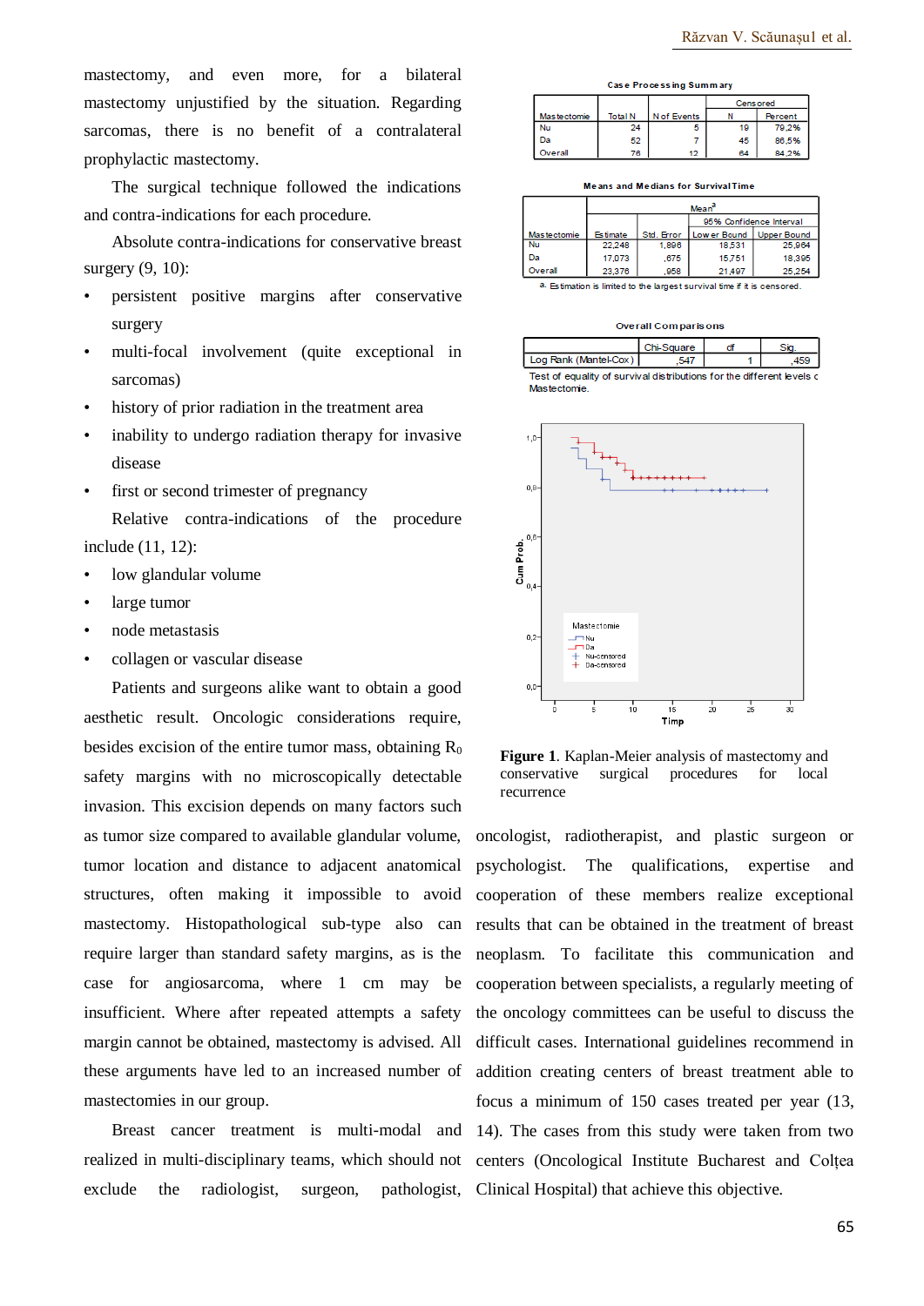mastectomy, and even more, for a bilateral mastectomy unjustified by the situation. Regarding sarcomas, there is no benefit of a contralateral prophylactic mastectomy.

The surgical technique followed the indications and contra-indications for each procedure.

Absolute contra-indications for conservative breast surgery (9, 10):

- persistent positive margins after conservative surgery
- multi-focal involvement (quite exceptional in sarcomas)
- history of prior radiation in the treatment area
- inability to undergo radiation therapy for invasive disease
- first or second trimester of pregnancy

Relative contra-indications of the procedure include (11, 12):

- low glandular volume
- large tumor
- node metastasis
- collagen or vascular disease

Patients and surgeons alike want to obtain a good aesthetic result. Oncologic considerations require, besides excision of the entire tumor mass, obtaining $R_0$ safety margins with no microscopically detectable invasion. This excision depends on many factors such as tumor size compared to available glandular volume, tumor location and distance to adjacent anatomical structures, often making it impossible to avoid mastectomy. Histopathological sub-type also can require larger than standard safety margins, as is the case for angiosarcoma, where 1 cm may be insufficient. Where after repeated attempts a safety margin cannot be obtained, mastectomy is advised. All these arguments have led to an increased number of mastectomies in our group.

Breast cancer treatment is multi-modal and realized in multi-disciplinary teams, which should not exclude the radiologist, surgeon, pathologist, oncologist, radiotherapist, and plastic surgeon or psychologist. The qualifications, expertise and cooperation of these members realize exceptional results that can be obtained in the treatment of breast neoplasm. To facilitate this communication and cooperation between specialists, a regularly meeting of the oncology committees can be useful to discuss the difficult cases. International guidelines recommend in addition creating centers of breast treatment able to focus a minimum of 150 cases treated per year (13, 14). The cases from this study were taken from two centers (Oncological Institute Bucharest and Colțea Clinical Hospital) that achieve this objective.

**Case Processing Summary**

| Mastectomie | Total N | N of Events | Censored | |
|---|---|---|---|---|
| | | | N | Percent |
| Nu | 24 | 5 | 19 | 79,2% |
| Da | 52 | 7 | 45 | 86,5% |
| Overall | 76 | 12 | 64 | 84,2% |

**Means and Medians for Survival Time**

| Mastectomie | Mean[a] | | | |
|---|---|---|---|---|
| | Estimate | Std. Error | 95% Confidence Interval | |
| | | | Lower Bound | Upper Bound |
| Nu | 22,248 | 1,896 | 18,531 | 25,964 |
| Da | 17,073 | ,675 | 15,751 | 18,395 |
| Overall | 23,376 | ,958 | 21,497 | 25,254 |

a. Estimation is limited to the largest survival time if it is censored.

**Overall Comparisons**

| | Chi-Square | df | Sig. |
|---|---|---|---|
| Log Rank (Mantel-Cox) | ,547 | 1 | ,459 |

Test of equality of survival distributions for the different levels of Mastectomie.

**Figure 1**. Kaplan-Meier analysis of mastectomy and conservative surgical procedures for local recurrence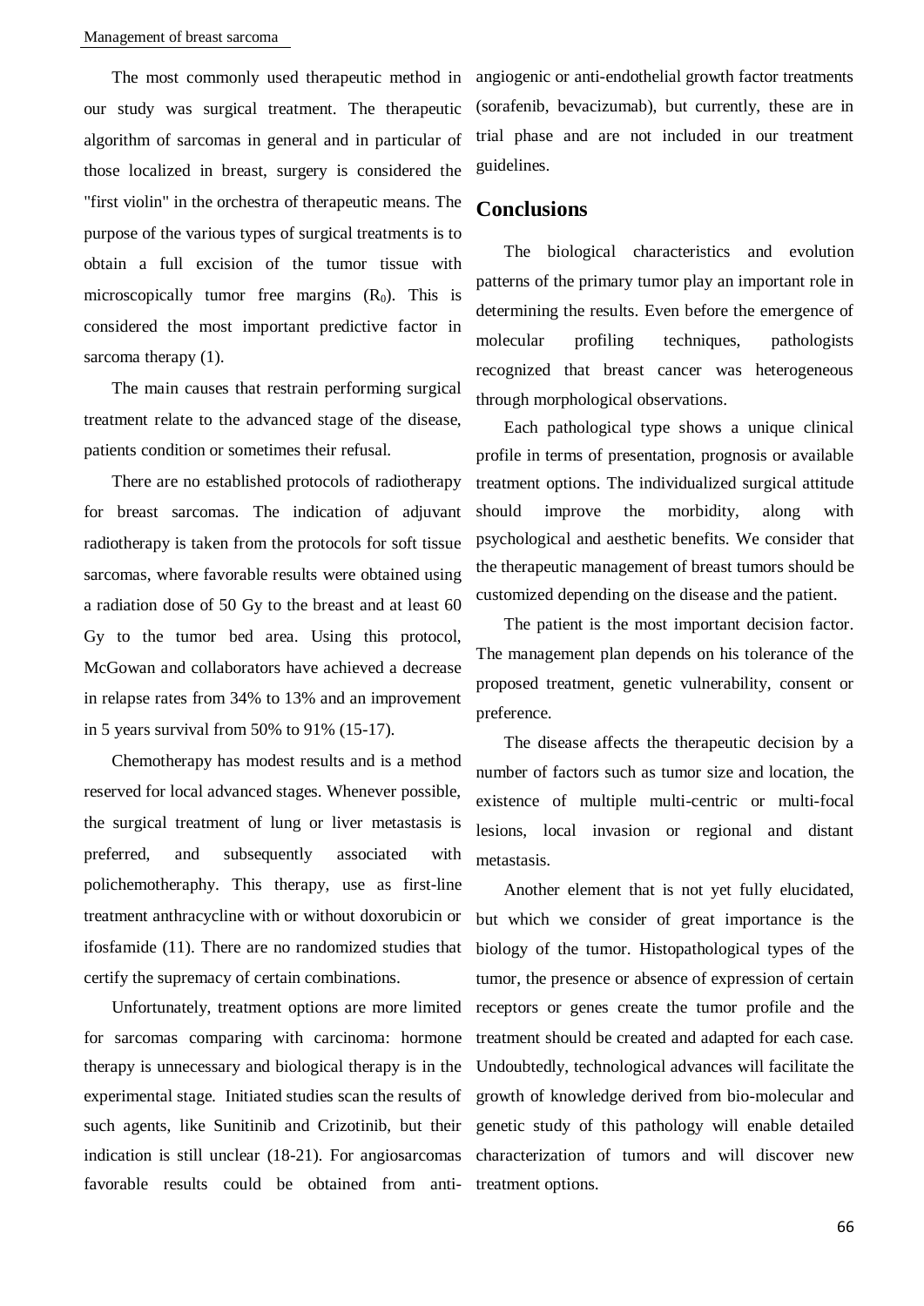The most commonly used therapeutic method in our study was surgical treatment. The therapeutic algorithm of sarcomas in general and in particular of those localized in breast, surgery is considered the "first violin" in the orchestra of therapeutic means. The purpose of the various types of surgical treatments is to obtain a full excision of the tumor tissue with microscopically tumor free margins ($R_0$). This is considered the most important predictive factor in sarcoma therapy (1).

The main causes that restrain performing surgical treatment relate to the advanced stage of the disease, patients condition or sometimes their refusal.

There are no established protocols of radiotherapy for breast sarcomas. The indication of adjuvant radiotherapy is taken from the protocols for soft tissue sarcomas, where favorable results were obtained using a radiation dose of 50 Gy to the breast and at least 60 Gy to the tumor bed area. Using this protocol, McGowan and collaborators have achieved a decrease in relapse rates from 34% to 13% and an improvement in 5 years survival from 50% to 91% (15-17).

Chemotherapy has modest results and is a method reserved for local advanced stages. Whenever possible, the surgical treatment of lung or liver metastasis is preferred, and subsequently associated with polichemotheraphy. This therapy, use as first-line treatment anthracycline with or without doxorubicin or ifosfamide (11). There are no randomized studies that certify the supremacy of certain combinations.

Unfortunately, treatment options are more limited for sarcomas comparing with carcinoma: hormone therapy is unnecessary and biological therapy is in the experimental stage. Initiated studies scan the results of such agents, like Sunitinib and Crizotinib, but their indication is still unclear (18-21). For angiosarcomas favorable results could be obtained from anti-angiogenic or anti-endothelial growth factor treatments (sorafenib, bevacizumab), but currently, these are in trial phase and are not included in our treatment guidelines.

## Conclusions

The biological characteristics and evolution patterns of the primary tumor play an important role in determining the results. Even before the emergence of molecular profiling techniques, pathologists recognized that breast cancer was heterogeneous through morphological observations.

Each pathological type shows a unique clinical profile in terms of presentation, prognosis or available treatment options. The individualized surgical attitude should improve the morbidity, along with psychological and aesthetic benefits. We consider that the therapeutic management of breast tumors should be customized depending on the disease and the patient.

The patient is the most important decision factor. The management plan depends on his tolerance of the proposed treatment, genetic vulnerability, consent or preference.

The disease affects the therapeutic decision by a number of factors such as tumor size and location, the existence of multiple multi-centric or multi-focal lesions, local invasion or regional and distant metastasis.

Another element that is not yet fully elucidated, but which we consider of great importance is the biology of the tumor. Histopathological types of the tumor, the presence or absence of expression of certain receptors or genes create the tumor profile and the treatment should be created and adapted for each case. Undoubtedly, technological advances will facilitate the growth of knowledge derived from bio-molecular and genetic study of this pathology will enable detailed characterization of tumors and will discover new treatment options.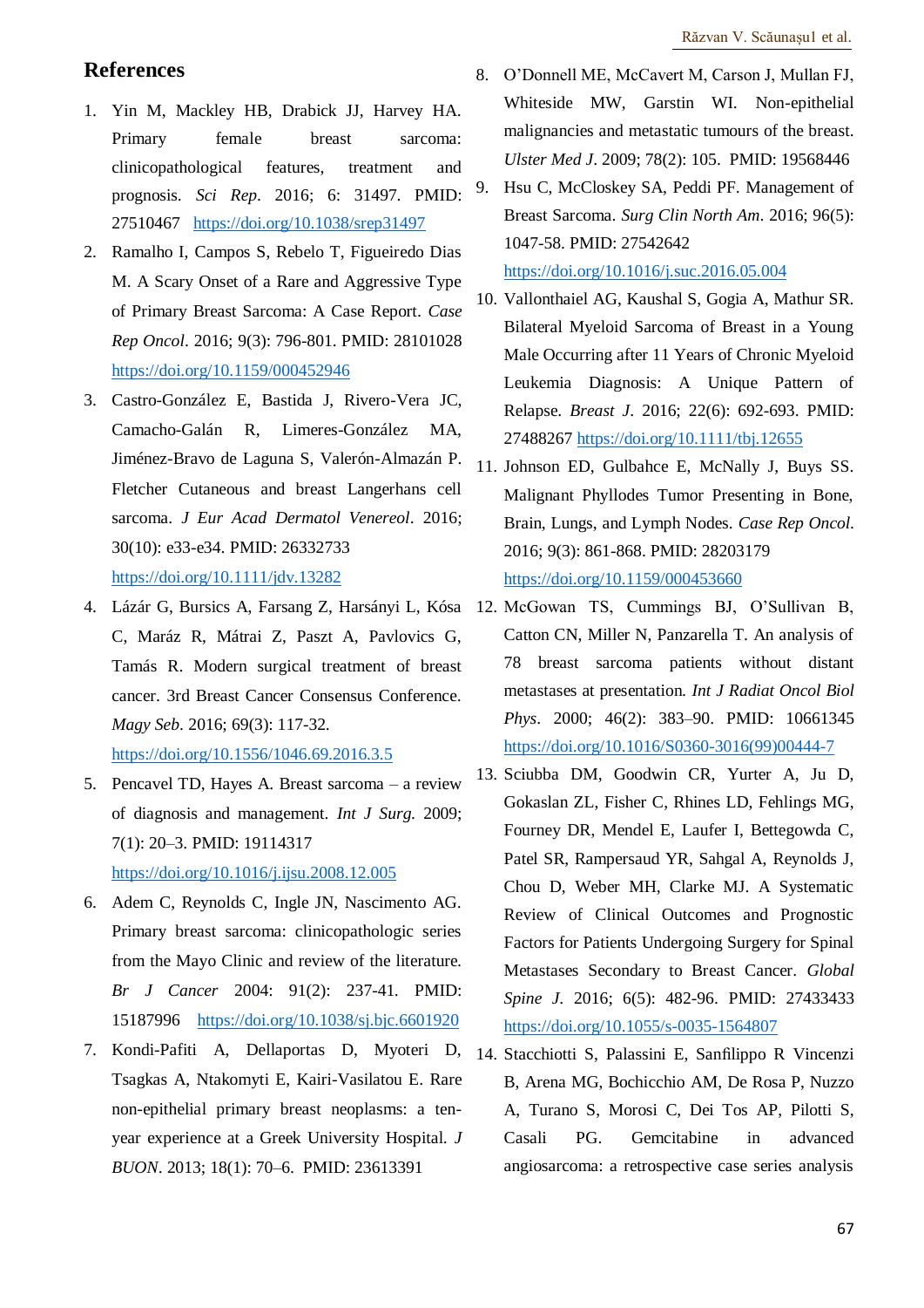## References

1. Yin M, Mackley HB, Drabick JJ, Harvey HA. Primary female breast sarcoma: clinicopathological features, treatment and prognosis. *Sci Rep*. 2016; 6: 31497. PMID: 27510467 https://doi.org/10.1038/srep31497
2. Ramalho I, Campos S, Rebelo T, Figueiredo Dias M. A Scary Onset of a Rare and Aggressive Type of Primary Breast Sarcoma: A Case Report. *Case Rep Oncol*. 2016; 9(3): 796-801. PMID: 28101028 https://doi.org/10.1159/000452946
3. Castro-González E, Bastida J, Rivero-Vera JC, Camacho-Galán R, Limeres-González MA, Jiménez-Bravo de Laguna S, Valerón-Almazán P. Fletcher Cutaneous and breast Langerhans cell sarcoma. *J Eur Acad Dermatol Venereol*. 2016; 30(10): e33-e34. PMID: 26332733 https://doi.org/10.1111/jdv.13282
4. Lázár G, Bursics A, Farsang Z, Harsányi L, Kósa C, Maráz R, Mátrai Z, Paszt A, Pavlovics G, Tamás R. Modern surgical treatment of breast cancer. 3rd Breast Cancer Consensus Conference. *Magy Seb*. 2016; 69(3): 117-32. https://doi.org/10.1556/1046.69.2016.3.5
5. Pencavel TD, Hayes A. Breast sarcoma – a review of diagnosis and management. *Int J Surg.* 2009; 7(1): 20–3. PMID: 19114317 https://doi.org/10.1016/j.ijsu.2008.12.005
6. Adem C, Reynolds C, Ingle JN, Nascimento AG. Primary breast sarcoma: clinicopathologic series from the Mayo Clinic and review of the literature. *Br J Cancer* 2004: 91(2): 237-41. PMID: 15187996 https://doi.org/10.1038/sj.bjc.6601920
7. Kondi-Pafiti A, Dellaportas D, Myoteri D, Tsagkas A, Ntakomyti E, Kairi-Vasilatou E. Rare non-epithelial primary breast neoplasms: a ten-year experience at a Greek University Hospital. *J BUON*. 2013; 18(1): 70–6. PMID: 23613391
8. O'Donnell ME, McCavert M, Carson J, Mullan FJ, Whiteside MW, Garstin WI. Non-epithelial malignancies and metastatic tumours of the breast. *Ulster Med J*. 2009; 78(2): 105. PMID: 19568446
9. Hsu C, McCloskey SA, Peddi PF. Management of Breast Sarcoma. *Surg Clin North Am*. 2016; 96(5): 1047-58. PMID: 27542642 https://doi.org/10.1016/j.suc.2016.05.004
10. Vallonthaiel AG, Kaushal S, Gogia A, Mathur SR. Bilateral Myeloid Sarcoma of Breast in a Young Male Occurring after 11 Years of Chronic Myeloid Leukemia Diagnosis: A Unique Pattern of Relapse. *Breast J*. 2016; 22(6): 692-693. PMID: 27488267 https://doi.org/10.1111/tbj.12655
11. Johnson ED, Gulbahce E, McNally J, Buys SS. Malignant Phyllodes Tumor Presenting in Bone, Brain, Lungs, and Lymph Nodes. *Case Rep Oncol*. 2016; 9(3): 861-868. PMID: 28203179 https://doi.org/10.1159/000453660
12. McGowan TS, Cummings BJ, O'Sullivan B, Catton CN, Miller N, Panzarella T. An analysis of 78 breast sarcoma patients without distant metastases at presentation. *Int J Radiat Oncol Biol Phys*. 2000; 46(2): 383–90. PMID: 10661345 https://doi.org/10.1016/S0360-3016(99)00444-7
13. Sciubba DM, Goodwin CR, Yurter A, Ju D, Gokaslan ZL, Fisher C, Rhines LD, Fehlings MG, Fourney DR, Mendel E, Laufer I, Bettegowda C, Patel SR, Rampersaud YR, Sahgal A, Reynolds J, Chou D, Weber MH, Clarke MJ. A Systematic Review of Clinical Outcomes and Prognostic Factors for Patients Undergoing Surgery for Spinal Metastases Secondary to Breast Cancer. *Global Spine J*. 2016; 6(5): 482-96. PMID: 27433433 https://doi.org/10.1055/s-0035-1564807
14. Stacchiotti S, Palassini E, Sanfilippo R Vincenzi B, Arena MG, Bochicchio AM, De Rosa P, Nuzzo A, Turano S, Morosi C, Dei Tos AP, Pilotti S, Casali PG. Gemcitabine in advanced angiosarcoma: a retrospective case series analysis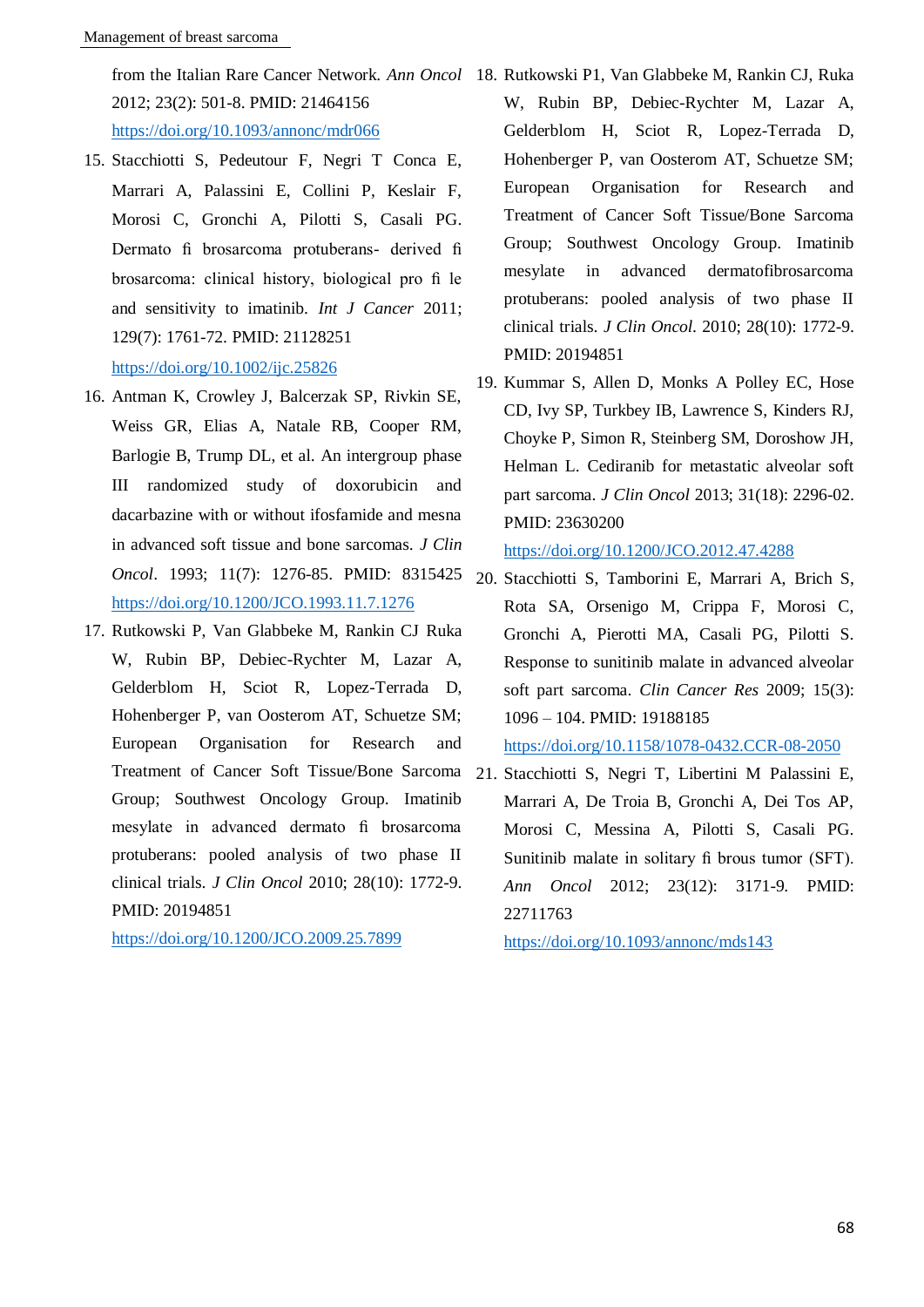from the Italian Rare Cancer Network. *Ann Oncol* 2012; 23(2): 501-8. PMID: 21464156 https://doi.org/10.1093/annonc/mdr066

15. Stacchiotti S, Pedeutour F, Negri T Conca E, Marrari A, Palassini E, Collini P, Keslair F, Morosi C, Gronchi A, Pilotti S, Casali PG. Dermato fi brosarcoma protuberans- derived fi brosarcoma: clinical history, biological pro fi le and sensitivity to imatinib. *Int J Cancer* 2011; 129(7): 1761-72. PMID: 21128251 https://doi.org/10.1002/ijc.25826
16. Antman K, Crowley J, Balcerzak SP, Rivkin SE, Weiss GR, Elias A, Natale RB, Cooper RM, Barlogie B, Trump DL, et al. An intergroup phase III randomized study of doxorubicin and dacarbazine with or without ifosfamide and mesna in advanced soft tissue and bone sarcomas. *J Clin Oncol*. 1993; 11(7): 1276-85. PMID: 8315425 https://doi.org/10.1200/JCO.1993.11.7.1276
17. Rutkowski P, Van Glabbeke M, Rankin CJ Ruka W, Rubin BP, Debiec-Rychter M, Lazar A, Gelderblom H, Sciot R, Lopez-Terrada D, Hohenberger P, van Oosterom AT, Schuetze SM; European Organisation for Research and Treatment of Cancer Soft Tissue/Bone Sarcoma Group; Southwest Oncology Group. Imatinib mesylate in advanced dermato fi brosarcoma protuberans: pooled analysis of two phase II clinical trials. *J Clin Oncol* 2010; 28(10): 1772-9. PMID: 20194851 https://doi.org/10.1200/JCO.2009.25.7899
18. Rutkowski P1, Van Glabbeke M, Rankin CJ, Ruka W, Rubin BP, Debiec-Rychter M, Lazar A, Gelderblom H, Sciot R, Lopez-Terrada D, Hohenberger P, van Oosterom AT, Schuetze SM; European Organisation for Research and Treatment of Cancer Soft Tissue/Bone Sarcoma Group; Southwest Oncology Group. Imatinib mesylate in advanced dermatofibrosarcoma protuberans: pooled analysis of two phase II clinical trials. *J Clin Oncol*. 2010; 28(10): 1772-9. PMID: 20194851
19. Kummar S, Allen D, Monks A Polley EC, Hose CD, Ivy SP, Turkbey IB, Lawrence S, Kinders RJ, Choyke P, Simon R, Steinberg SM, Doroshow JH, Helman L. Cediranib for metastatic alveolar soft part sarcoma. *J Clin Oncol* 2013; 31(18): 2296-02. PMID: 23630200 https://doi.org/10.1200/JCO.2012.47.4288
20. Stacchiotti S, Tamborini E, Marrari A, Brich S, Rota SA, Orsenigo M, Crippa F, Morosi C, Gronchi A, Pierotti MA, Casali PG, Pilotti S. Response to sunitinib malate in advanced alveolar soft part sarcoma. *Clin Cancer Res* 2009; 15(3): 1096 – 104. PMID: 19188185 https://doi.org/10.1158/1078-0432.CCR-08-2050
21. Stacchiotti S, Negri T, Libertini M Palassini E, Marrari A, De Troia B, Gronchi A, Dei Tos AP, Morosi C, Messina A, Pilotti S, Casali PG. Sunitinib malate in solitary fi brous tumor (SFT). *Ann Oncol* 2012; 23(12): 3171-9. PMID: 22711763 https://doi.org/10.1093/annonc/mds143